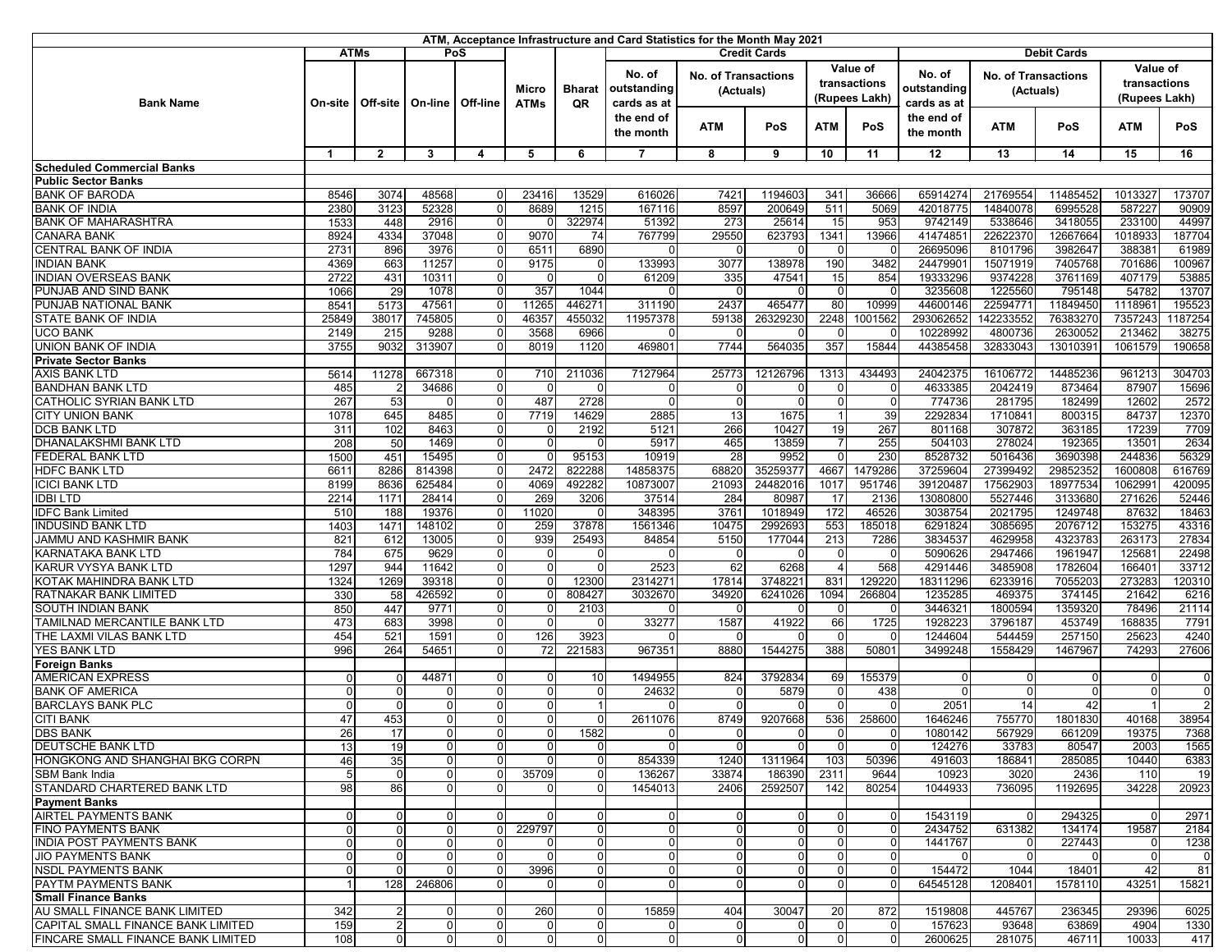| ATM, Acceptance Infrastructure and Card Statistics for the Month May 2021 | | | | | | | | | | | | | | | | |
|---|---|---|---|---|---|---|---|---|---|---|---|---|---|---|---|---|
| Bank Name | ATMs | | PoS | | Micro ATMs | Bharat QR | Credit Cards | | | | | Debit Cards | | | | |
| | On-site | Off-site | On-line | Off-line | | | No. of outstanding cards as at the end of the month | No. of Transactions (Actuals) | | Value of transactions (Rupees Lakh) | | No. of outstanding cards as at the end of the month | No. of Transactions (Actuals) | | Value of transactions (Rupees Lakh) | |
| | | | | | | | | ATM | PoS | ATM | PoS | | ATM | PoS | ATM | PoS |
| | 1 | 2 | 3 | 4 | 5 | 6 | 7 | 8 | 9 | 10 | 11 | 12 | 13 | 14 | 15 | 16 |
| **Scheduled Commercial Banks** | | | | | | | | | | | | | | | | |
| **Public Sector Banks** | | | | | | | | | | | | | | | | |
| BANK OF BARODA | 8546 | 3074 | 48568 | 0 | 23416 | 13529 | 616026 | 7421 | 1194603 | 341 | 36666 | 65914274 | 21769554 | 11485452 | 1013327 | 173707 |
| BANK OF INDIA | 2380 | 3123 | 52328 | 0 | 8689 | 1215 | 167116 | 8597 | 200649 | 511 | 5069 | 42018775 | 14840078 | 6995528 | 587227 | 90909 |
| BANK OF MAHARASHTRA | 1533 | 448 | 2916 | 0 | 0 | 322974 | 51392 | 273 | 25614 | 15 | 953 | 9742149 | 5338646 | 3418055 | 233100 | 44997 |
| CANARA BANK | 8924 | 4334 | 37048 | 0 | 9070 | 74 | 767799 | 29550 | 623793 | 1341 | 13966 | 41474851 | 22622370 | 12667664 | 1018933 | 187704 |
| CENTRAL BANK OF INDIA | 2731 | 896 | 3976 | 0 | 6511 | 6890 | 0 | 0 | 0 | 0 | 0 | 26695096 | 8101796 | 3982647 | 388381 | 61989 |
| INDIAN BANK | 4369 | 663 | 11257 | 0 | 9175 | 0 | 133993 | 3077 | 138978 | 190 | 3482 | 24479901 | 15071919 | 7405768 | 701686 | 100967 |
| INDIAN OVERSEAS BANK | 2722 | 431 | 10311 | 0 | 0 | 0 | 61209 | 335 | 47541 | 15 | 854 | 19333296 | 9374228 | 3761169 | 407179 | 53885 |
| PUNJAB AND SIND BANK | 1066 | 29 | 1078 | 0 | 357 | 1044 | 0 | 0 | 0 | 0 | 0 | 3235608 | 1225560 | 795148 | 54782 | 13707 |
| PUNJAB NATIONAL BANK | 8541 | 5173 | 47561 | 0 | 11265 | 446271 | 311190 | 2437 | 465477 | 80 | 10999 | 44600146 | 22594771 | 11849450 | 1118961 | 195523 |
| STATE BANK OF INDIA | 25849 | 38017 | 745805 | 0 | 46357 | 455032 | 11957378 | 59138 | 26329230 | 2248 | 1001562 | 293062652 | 142233552 | 76383270 | 7357243 | 1187254 |
| UCO BANK | 2149 | 215 | 9288 | 0 | 3568 | 6966 | 0 | 0 | 0 | 0 | 0 | 10228992 | 4800736 | 2630052 | 213462 | 38275 |
| UNION BANK OF INDIA | 3755 | 9032 | 313907 | 0 | 8019 | 1120 | 469801 | 7744 | 564035 | 357 | 15844 | 44385458 | 32833043 | 13010391 | 1061579 | 190658 |
| **Private Sector Banks** | | | | | | | | | | | | | | | | |
| AXIS BANK LTD | 5614 | 11278 | 667318 | 0 | 710 | 211036 | 7127964 | 25773 | 12126796 | 1313 | 434493 | 24042375 | 16106772 | 14485236 | 961213 | 304703 |
| BANDHAN BANK LTD | 485 | 2 | 34686 | 0 | 0 | 0 | 0 | 0 | 0 | 0 | 0 | 4633385 | 2042419 | 873464 | 87907 | 15696 |
| CATHOLIC SYRIAN BANK LTD | 267 | 53 | 0 | 0 | 487 | 2728 | 0 | 0 | 0 | 0 | 0 | 774736 | 281795 | 182499 | 12602 | 2572 |
| CITY UNION BANK | 1078 | 645 | 8485 | 0 | 7719 | 14629 | 2885 | 13 | 1675 | 1 | 39 | 2292834 | 1710841 | 800315 | 84737 | 12370 |
| DCB BANK LTD | 311 | 102 | 8463 | 0 | 0 | 2192 | 5121 | 266 | 10427 | 19 | 267 | 801168 | 307872 | 363185 | 17239 | 7709 |
| DHANALAKSHMI BANK LTD | 208 | 50 | 1469 | 0 | 0 | 0 | 5917 | 465 | 13859 | 7 | 255 | 504103 | 278024 | 192365 | 13501 | 2634 |
| FEDERAL BANK LTD | 1500 | 451 | 15495 | 0 | 0 | 95153 | 10919 | 28 | 9952 | 0 | 230 | 8528732 | 5016436 | 3690398 | 244836 | 56329 |
| HDFC BANK LTD | 6611 | 8286 | 814398 | 0 | 2472 | 822288 | 14858375 | 68820 | 35259377 | 4667 | 1479286 | 37259604 | 27399492 | 29852352 | 1600808 | 616769 |
| ICICI BANK LTD | 8199 | 8636 | 625484 | 0 | 4069 | 492282 | 10873007 | 21093 | 24482016 | 1017 | 951746 | 39120487 | 17562903 | 18977534 | 1062991 | 420095 |
| IDBI LTD | 2214 | 1171 | 28414 | 0 | 269 | 3206 | 37514 | 284 | 80987 | 17 | 2136 | 13080800 | 5527446 | 3133680 | 271626 | 52446 |
| IDFC Bank Limited | 510 | 188 | 19376 | 0 | 11020 | 0 | 348395 | 3761 | 1018949 | 172 | 46526 | 3038754 | 2021795 | 1249748 | 87632 | 18463 |
| INDUSIND BANK LTD | 1403 | 1471 | 148102 | 0 | 259 | 37878 | 1561346 | 10475 | 2992693 | 553 | 185018 | 6291824 | 3085695 | 2076712 | 153275 | 43316 |
| JAMMU AND KASHMIR BANK | 821 | 612 | 13005 | 0 | 939 | 25493 | 84854 | 5150 | 177044 | 213 | 7286 | 3834537 | 4629958 | 4323783 | 263173 | 27834 |
| KARNATAKA BANK LTD | 784 | 675 | 9629 | 0 | 0 | 0 | 0 | 0 | 0 | 0 | 0 | 5090626 | 2947466 | 1961947 | 125681 | 22498 |
| KARUR VYSYA BANK LTD | 1297 | 944 | 11642 | 0 | 0 | 0 | 2523 | 62 | 6268 | 4 | 568 | 4291446 | 3485908 | 1782604 | 166401 | 33712 |
| KOTAK MAHINDRA BANK LTD | 1324 | 1269 | 39318 | 0 | 0 | 12300 | 2314271 | 17814 | 3748221 | 831 | 129220 | 18311296 | 6233916 | 7055203 | 273283 | 120310 |
| RATNAKAR BANK LIMITED | 330 | 58 | 426592 | 0 | 0 | 808427 | 3032670 | 34920 | 6241026 | 1094 | 266804 | 1235285 | 469375 | 374145 | 21642 | 6216 |
| SOUTH INDIAN BANK | 850 | 447 | 9771 | 0 | 0 | 2103 | 0 | 0 | 0 | 0 | 0 | 3446321 | 1800594 | 1359320 | 78496 | 21114 |
| TAMILNAD MERCANTILE BANK LTD | 473 | 683 | 3998 | 0 | 0 | 0 | 33277 | 1587 | 41922 | 66 | 1725 | 1928223 | 3796187 | 453749 | 168835 | 7791 |
| THE LAXMI VILAS BANK LTD | 454 | 521 | 1591 | 0 | 126 | 3923 | 0 | 0 | 0 | 0 | 0 | 1244604 | 544459 | 257150 | 25623 | 4240 |
| YES BANK LTD | 996 | 264 | 54651 | 0 | 72 | 221583 | 967351 | 8880 | 1544275 | 388 | 50801 | 3499248 | 1558429 | 1467967 | 74293 | 27606 |
| **Foreign Banks** | | | | | | | | | | | | | | | | |
| AMERICAN EXPRESS | 0 | 0 | 44871 | 0 | 0 | 10 | 1494955 | 824 | 3792834 | 69 | 155379 | 0 | 0 | 0 | 0 | 0 |
| BANK OF AMERICA | 0 | 0 | 0 | 0 | 0 | 0 | 24632 | 0 | 5879 | 0 | 438 | 0 | 0 | 0 | 0 | 0 |
| BARCLAYS BANK PLC | 0 | 0 | 0 | 0 | 0 | 1 | 0 | 0 | 0 | 0 | 0 | 2051 | 14 | 42 | 1 | 2 |
| CITI BANK | 47 | 453 | 0 | 0 | 0 | 0 | 2611076 | 8749 | 9207668 | 536 | 258600 | 1646246 | 755770 | 1801830 | 40168 | 38954 |
| DBS BANK | 26 | 17 | 0 | 0 | 0 | 1582 | 0 | 0 | 0 | 0 | 0 | 1080142 | 567929 | 661209 | 19375 | 7368 |
| DEUTSCHE BANK LTD | 13 | 19 | 0 | 0 | 0 | 0 | 0 | 0 | 0 | 0 | 0 | 124276 | 33783 | 80547 | 2003 | 1565 |
| HONGKONG AND SHANGHAI BKG CORPN | 46 | 35 | 0 | 0 | 0 | 0 | 854339 | 1240 | 1311964 | 103 | 50396 | 491603 | 186841 | 285085 | 10440 | 6383 |
| SBM Bank India | 5 | 0 | 0 | 0 | 35709 | 0 | 136267 | 33874 | 186390 | 2311 | 9644 | 10923 | 3020 | 2436 | 110 | 19 |
| STANDARD CHARTERED BANK LTD | 98 | 86 | 0 | 0 | 0 | 0 | 1454013 | 2406 | 2592507 | 142 | 80254 | 1044933 | 736095 | 1192695 | 34228 | 20923 |
| **Payment Banks** | | | | | | | | | | | | | | | | |
| AIRTEL PAYMENTS BANK | 0 | 0 | 0 | 0 | 0 | 0 | 0 | 0 | 0 | 0 | 0 | 1543119 | 0 | 294325 | 0 | 2971 |
| FINO PAYMENTS BANK | 0 | 0 | 0 | 0 | 229797 | 0 | 0 | 0 | 0 | 0 | 0 | 2434752 | 631382 | 134174 | 19587 | 2184 |
| INDIA POST PAYMENTS BANK | 0 | 0 | 0 | 0 | 0 | 0 | 0 | 0 | 0 | 0 | 0 | 1441767 | 0 | 227443 | 0 | 1238 |
| JIO PAYMENTS BANK | 0 | 0 | 0 | 0 | 0 | 0 | 0 | 0 | 0 | 0 | 0 | 0 | 0 | 0 | 0 | 0 |
| NSDL PAYMENTS BANK | 0 | 0 | 0 | 0 | 3996 | 0 | 0 | 0 | 0 | 0 | 0 | 154472 | 1044 | 18401 | 42 | 81 |
| PAYTM PAYMENTS BANK | 1 | 128 | 246806 | 0 | 0 | 0 | 0 | 0 | 0 | 0 | 0 | 64545128 | 1208401 | 1578110 | 43251 | 15821 |
| **Small Finance Banks** | | | | | | | | | | | | | | | | |
| AU SMALL FINANCE BANK LIMITED | 342 | 2 | 0 | 0 | 260 | 0 | 15859 | 404 | 30047 | 20 | 872 | 1519808 | 445767 | 236345 | 29396 | 6025 |
| CAPITAL SMALL FINANCE BANK LIMITED | 159 | 2 | 0 | 0 | 0 | 0 | 0 | 0 | 0 | 0 | 0 | 157623 | 93648 | 63869 | 4904 | 1330 |
| FINCARE SMALL FINANCE BANK LIMITED | 108 | 0 | 0 | 0 | 0 | 0 | 0 | 0 | 0 | 0 | 0 | 2600625 | 281075 | 46711 | 10033 | 417 |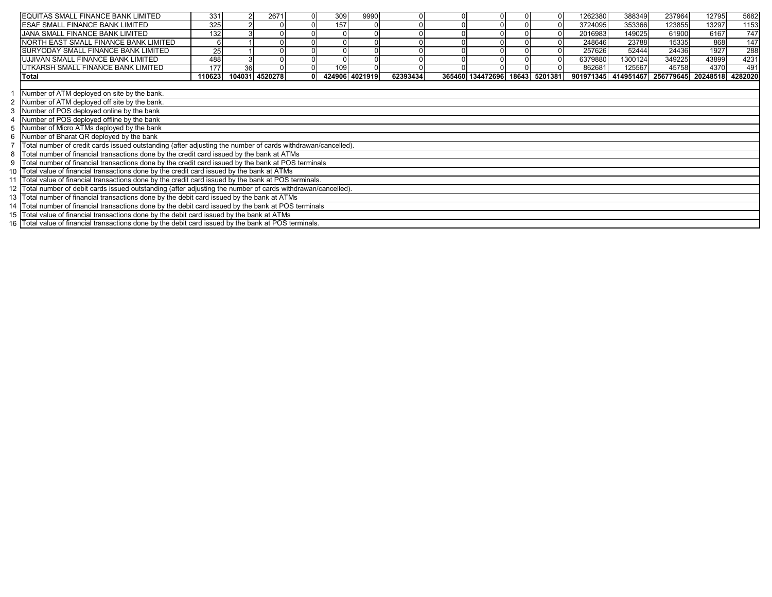| | | | | | | | | | | | | | | | | |
|---|---|---|---|---|---|---|---|---|---|---|---|---|---|---|---|---|
| EQUITAS SMALL FINANCE BANK LIMITED | 331 | 2 | 2671 | 0 | 309 | 9990 | 0 | 0 | 0 | 0 | 0 | 1262380 | 388349 | 237964 | 12795 | 5682 |
| ESAF SMALL FINANCE BANK LIMITED | 325 | 2 | 0 | 0 | 157 | 0 | 0 | 0 | 0 | 0 | 0 | 3724095 | 353366 | 123855 | 13297 | 1153 |
| JANA SMALL FINANCE BANK LIMITED | 132 | 3 | 0 | 0 | 0 | 0 | 0 | 0 | 0 | 0 | 0 | 2016983 | 149025 | 61900 | 6167 | 747 |
| NORTH EAST SMALL FINANCE BANK LIMITED | 6 | 1 | 0 | 0 | 0 | 0 | 0 | 0 | 0 | 0 | 0 | 248646 | 23788 | 15335 | 868 | 147 |
| SURYODAY SMALL FINANCE BANK LIMITED | 25 | 1 | 0 | 0 | 0 | 0 | 0 | 0 | 0 | 0 | 0 | 257626 | 52444 | 24436 | 1927 | 288 |
| UJJIVAN SMALL FINANCE BANK LIMITED | 488 | 3 | 0 | 0 | 0 | 0 | 0 | 0 | 0 | 0 | 0 | 6379880 | 1300124 | 349225 | 43899 | 4231 |
| UTKARSH SMALL FINANCE BANK LIMITED | 177 | 36 | 0 | 0 | 109 | 0 | 0 | 0 | 0 | 0 | 0 | 862681 | 125567 | 45758 | 4370 | 491 |
| **Total** | **110623** | **104031** | **4520278** | **0** | **424906** | **4021919** | **62393434** | **365460** | **134472696** | **18643** | **5201381** | **901971345** | **414951467** | **256779645** | **20248518** | **4282020** |

1 Number of ATM deployed on site by the bank.
2 Number of ATM deployed off site by the bank.
3 Number of POS deployed online by the bank
4 Number of POS deployed offline by the bank
5 Number of Micro ATMs deployed by the bank
6 Number of Bharat QR deployed by the bank
7 Total number of credit cards issued outstanding (after adjusting the number of cards withdrawan/cancelled).
8 Total number of financial transactions done by the credit card issued by the bank at ATMs
9 Total number of financial transactions done by the credit card issued by the bank at POS terminals
10 Total value of financial transactions done by the credit card issued by the bank at ATMs
11 Total value of financial transactions done by the credit card issued by the bank at POS terminals.
12 Total number of debit cards issued outstanding (after adjusting the number of cards withdrawan/cancelled).
13 Total number of financial transactions done by the debit card issued by the bank at ATMs
14 Total number of financial transactions done by the debit card issued by the bank at POS terminals
15 Total value of financial transactions done by the debit card issued by the bank at ATMs
16 Total value of financial transactions done by the debit card issued by the bank at POS terminals.